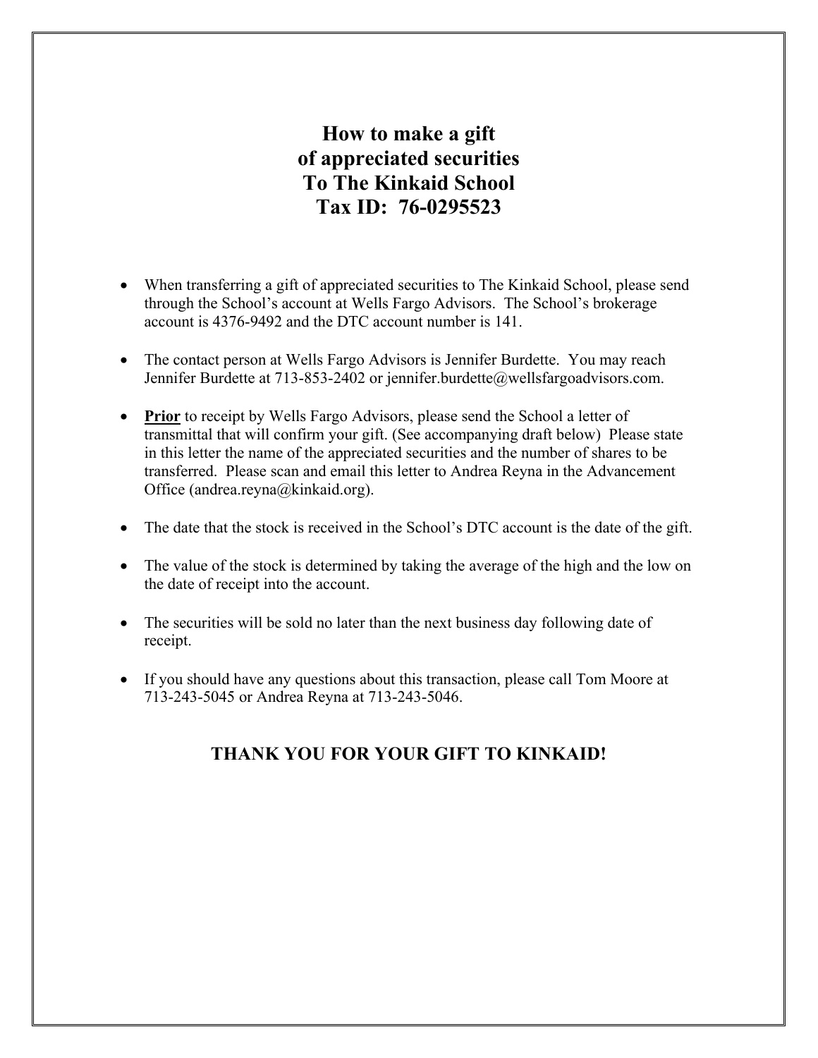# How to make a gift of appreciated securities To The Kinkaid School Tax ID: 76-0295523

- When transferring a gift of appreciated securities to The Kinkaid School, please send through the School's account at Wells Fargo Advisors. The School's brokerage account is 4376-9492 and the DTC account number is 141.

- The contact person at Wells Fargo Advisors is Jennifer Burdette. You may reach Jennifer Burdette at 713-853-2402 or jennifer.burdette@wellsfargoadvisors.com.

- **Prior** to receipt by Wells Fargo Advisors, please send the School a letter of transmittal that will confirm your gift. (See accompanying draft below) Please state in this letter the name of the appreciated securities and the number of shares to be transferred. Please scan and email this letter to Andrea Reyna in the Advancement Office (andrea.reyna@kinkaid.org).

- The date that the stock is received in the School's DTC account is the date of the gift.

- The value of the stock is determined by taking the average of the high and the low on the date of receipt into the account.

- The securities will be sold no later than the next business day following date of receipt.

- If you should have any questions about this transaction, please call Tom Moore at 713-243-5045 or Andrea Reyna at 713-243-5046.

**THANK YOU FOR YOUR GIFT TO KINKAID!**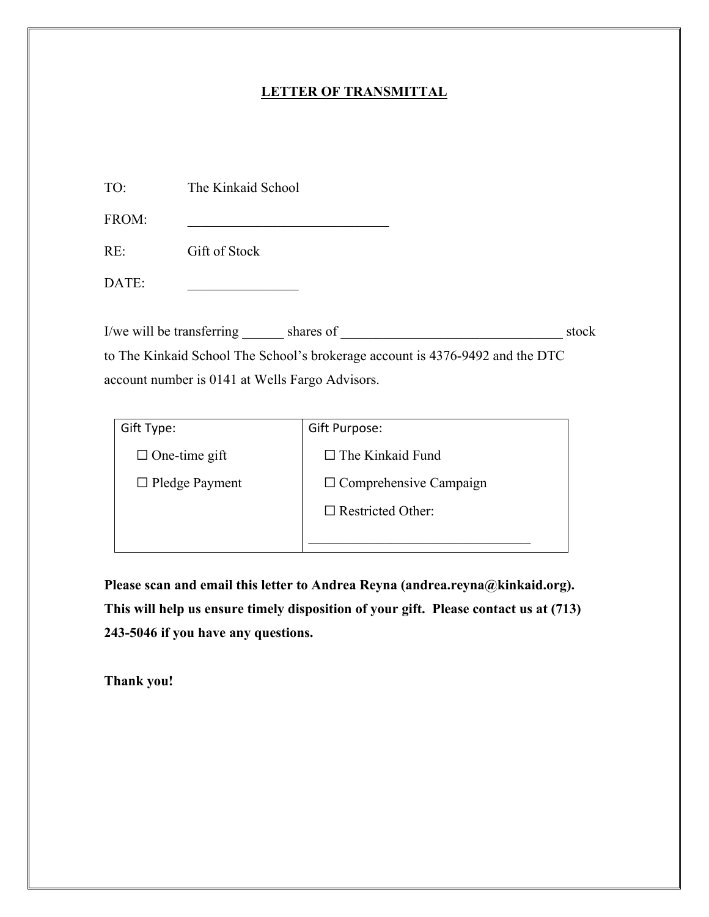# LETTER OF TRANSMITTAL

TO: The Kinkaid School

FROM: _____________________________

RE: Gift of Stock

DATE: ________________

I/we will be transferring ______ shares of ________________________________ stock to The Kinkaid School The School's brokerage account is 4376-9492 and the DTC account number is 0141 at Wells Fargo Advisors.

| Gift Type: | Gift Purpose: |
| --- | --- |
| ☐ One-time gift | ☐ The Kinkaid Fund |
| ☐ Pledge Payment | ☐ Comprehensive Campaign |
| | ☐ Restricted Other: |
| | ________________________________ |

**Please scan and email this letter to Andrea Reyna (andrea.reyna@kinkaid.org). This will help us ensure timely disposition of your gift. Please contact us at (713) 243-5046 if you have any questions.**

**Thank you!**